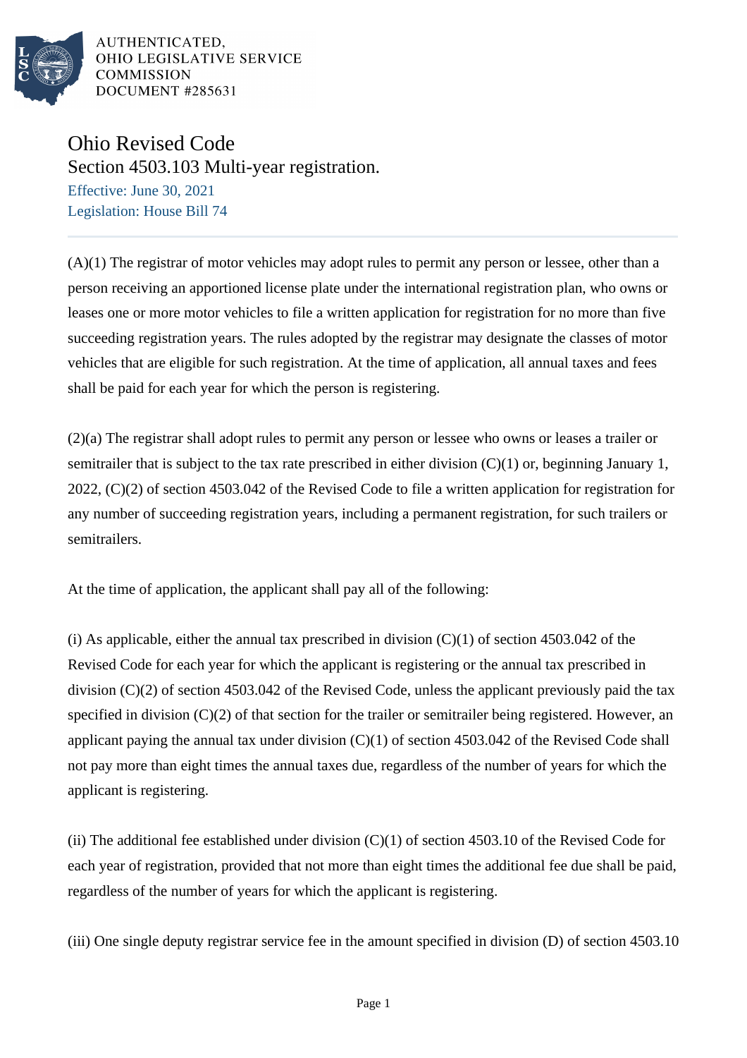AUTHENTICATED,
OHIO LEGISLATIVE SERVICE
COMMISSION
DOCUMENT #285631

# Ohio Revised Code

## Section 4503.103 Multi-year registration.

Effective: June 30, 2021
Legislation: House Bill 74

---

(A)(1) The registrar of motor vehicles may adopt rules to permit any person or lessee, other than a person receiving an apportioned license plate under the international registration plan, who owns or leases one or more motor vehicles to file a written application for registration for no more than five succeeding registration years. The rules adopted by the registrar may designate the classes of motor vehicles that are eligible for such registration. At the time of application, all annual taxes and fees shall be paid for each year for which the person is registering.

(2)(a) The registrar shall adopt rules to permit any person or lessee who owns or leases a trailer or semitrailer that is subject to the tax rate prescribed in either division (C)(1) or, beginning January 1, 2022, (C)(2) of section 4503.042 of the Revised Code to file a written application for registration for any number of succeeding registration years, including a permanent registration, for such trailers or semitrailers.

At the time of application, the applicant shall pay all of the following:

(i) As applicable, either the annual tax prescribed in division (C)(1) of section 4503.042 of the Revised Code for each year for which the applicant is registering or the annual tax prescribed in division (C)(2) of section 4503.042 of the Revised Code, unless the applicant previously paid the tax specified in division (C)(2) of that section for the trailer or semitrailer being registered. However, an applicant paying the annual tax under division (C)(1) of section 4503.042 of the Revised Code shall not pay more than eight times the annual taxes due, regardless of the number of years for which the applicant is registering.

(ii) The additional fee established under division (C)(1) of section 4503.10 of the Revised Code for each year of registration, provided that not more than eight times the additional fee due shall be paid, regardless of the number of years for which the applicant is registering.

(iii) One single deputy registrar service fee in the amount specified in division (D) of section 4503.10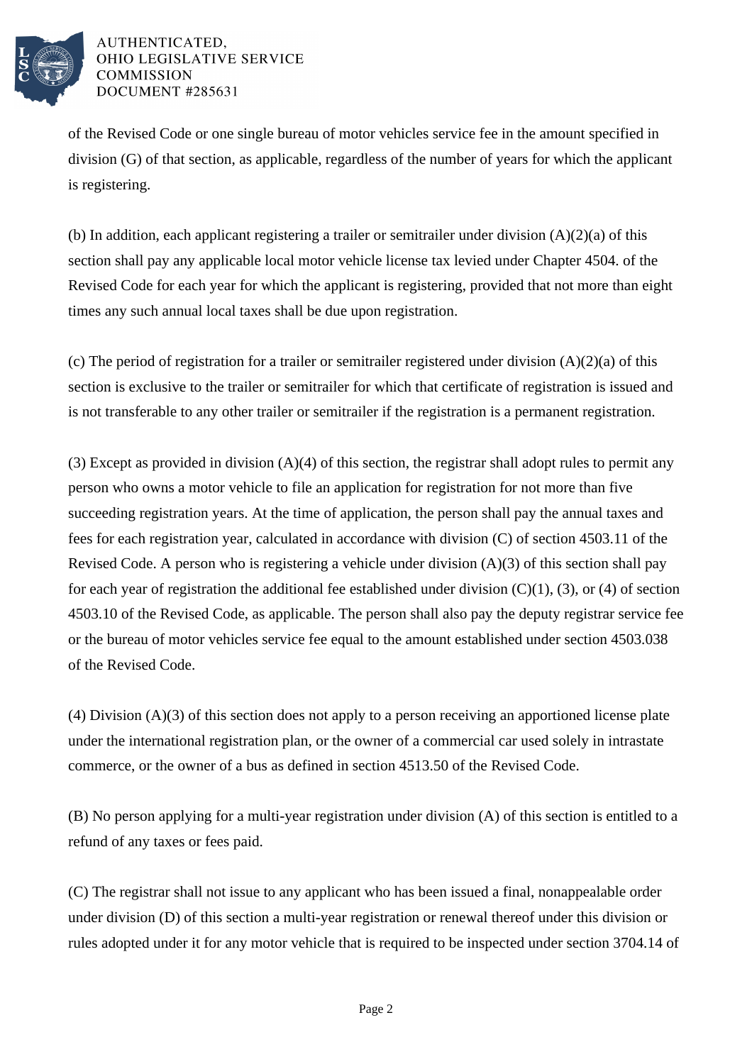of the Revised Code or one single bureau of motor vehicles service fee in the amount specified in division (G) of that section, as applicable, regardless of the number of years for which the applicant is registering.

(b) In addition, each applicant registering a trailer or semitrailer under division (A)(2)(a) of this section shall pay any applicable local motor vehicle license tax levied under Chapter 4504. of the Revised Code for each year for which the applicant is registering, provided that not more than eight times any such annual local taxes shall be due upon registration.

(c) The period of registration for a trailer or semitrailer registered under division (A)(2)(a) of this section is exclusive to the trailer or semitrailer for which that certificate of registration is issued and is not transferable to any other trailer or semitrailer if the registration is a permanent registration.

(3) Except as provided in division (A)(4) of this section, the registrar shall adopt rules to permit any person who owns a motor vehicle to file an application for registration for not more than five succeeding registration years. At the time of application, the person shall pay the annual taxes and fees for each registration year, calculated in accordance with division (C) of section 4503.11 of the Revised Code. A person who is registering a vehicle under division (A)(3) of this section shall pay for each year of registration the additional fee established under division (C)(1), (3), or (4) of section 4503.10 of the Revised Code, as applicable. The person shall also pay the deputy registrar service fee or the bureau of motor vehicles service fee equal to the amount established under section 4503.038 of the Revised Code.

(4) Division (A)(3) of this section does not apply to a person receiving an apportioned license plate under the international registration plan, or the owner of a commercial car used solely in intrastate commerce, or the owner of a bus as defined in section 4513.50 of the Revised Code.

(B) No person applying for a multi-year registration under division (A) of this section is entitled to a refund of any taxes or fees paid.

(C) The registrar shall not issue to any applicant who has been issued a final, nonappealable order under division (D) of this section a multi-year registration or renewal thereof under this division or rules adopted under it for any motor vehicle that is required to be inspected under section 3704.14 of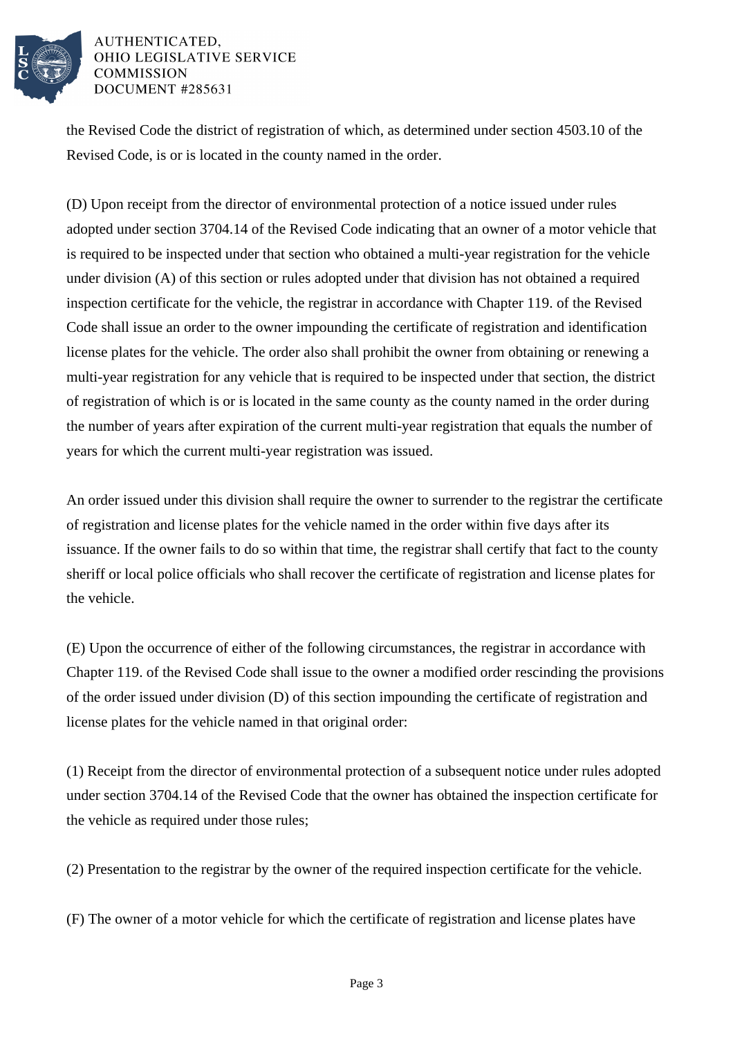the Revised Code the district of registration of which, as determined under section 4503.10 of the Revised Code, is or is located in the county named in the order.

(D) Upon receipt from the director of environmental protection of a notice issued under rules adopted under section 3704.14 of the Revised Code indicating that an owner of a motor vehicle that is required to be inspected under that section who obtained a multi-year registration for the vehicle under division (A) of this section or rules adopted under that division has not obtained a required inspection certificate for the vehicle, the registrar in accordance with Chapter 119. of the Revised Code shall issue an order to the owner impounding the certificate of registration and identification license plates for the vehicle. The order also shall prohibit the owner from obtaining or renewing a multi-year registration for any vehicle that is required to be inspected under that section, the district of registration of which is or is located in the same county as the county named in the order during the number of years after expiration of the current multi-year registration that equals the number of years for which the current multi-year registration was issued.

An order issued under this division shall require the owner to surrender to the registrar the certificate of registration and license plates for the vehicle named in the order within five days after its issuance. If the owner fails to do so within that time, the registrar shall certify that fact to the county sheriff or local police officials who shall recover the certificate of registration and license plates for the vehicle.

(E) Upon the occurrence of either of the following circumstances, the registrar in accordance with Chapter 119. of the Revised Code shall issue to the owner a modified order rescinding the provisions of the order issued under division (D) of this section impounding the certificate of registration and license plates for the vehicle named in that original order:

(1) Receipt from the director of environmental protection of a subsequent notice under rules adopted under section 3704.14 of the Revised Code that the owner has obtained the inspection certificate for the vehicle as required under those rules;

(2) Presentation to the registrar by the owner of the required inspection certificate for the vehicle.

(F) The owner of a motor vehicle for which the certificate of registration and license plates have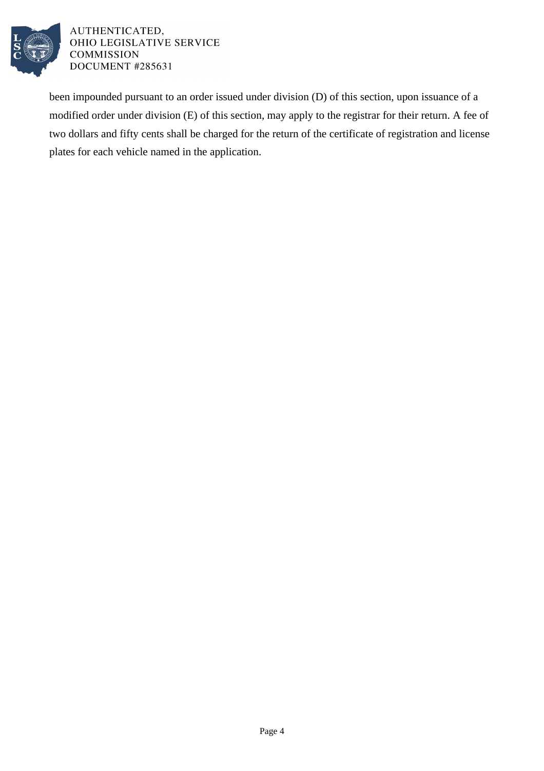been impounded pursuant to an order issued under division (D) of this section, upon issuance of a modified order under division (E) of this section, may apply to the registrar for their return. A fee of two dollars and fifty cents shall be charged for the return of the certificate of registration and license plates for each vehicle named in the application.